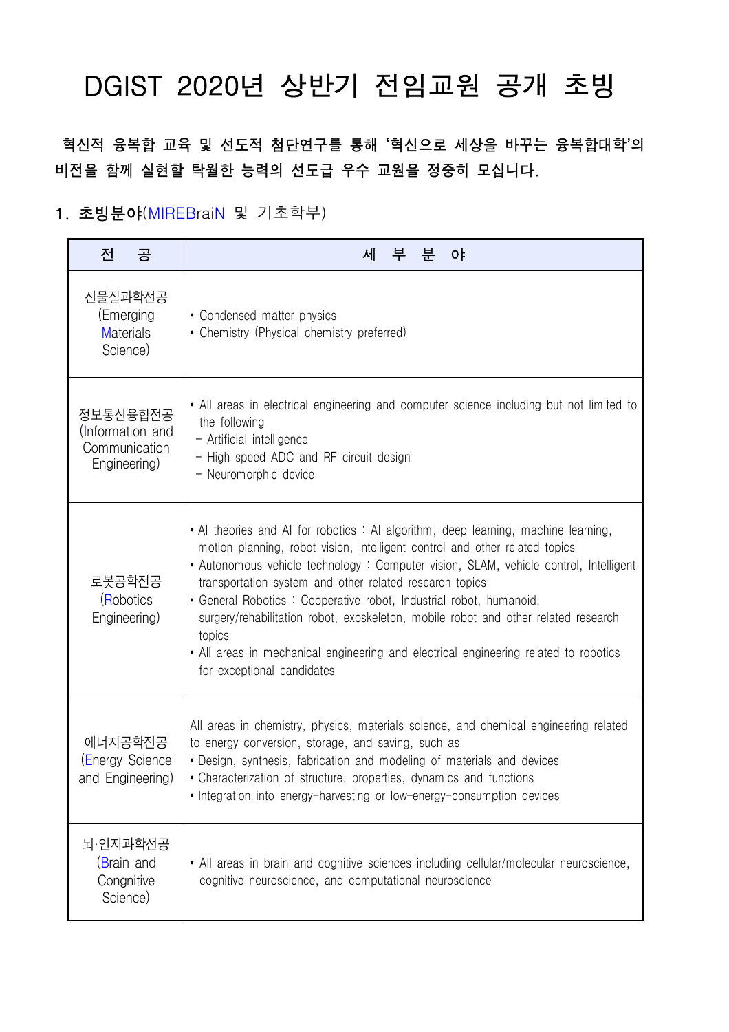# DGIST 2020년 상반기 전임교원 공개 초빙

**혁신적 융복합 교육 및 선도적 첨단연구를 통해 '혁신으로 세상을 바꾸는 융복합대학'의 비전을 함께 실현할 탁월한 능력의 선도급 우수 교원을 정중히 모십니다.**

## 1. 초빙분야(MIREBraiN 및 기초학부)

| 전 공 | 세 부 분 야 |
|---|---|
| 신물질과학전공 (Emerging Materials Science) | • Condensed matter physics<br>• Chemistry (Physical chemistry preferred) |
| 정보통신융합전공 (Information and Communication Engineering) | • All areas in electrical engineering and computer science including but not limited to the following<br>- Artificial intelligence<br>- High speed ADC and RF circuit design<br>- Neuromorphic device |
| 로봇공학전공 (Robotics Engineering) | • AI theories and AI for robotics : AI algorithm, deep learning, machine learning, motion planning, robot vision, intelligent control and other related topics<br>• Autonomous vehicle technology : Computer vision, SLAM, vehicle control, Intelligent transportation system and other related research topics<br>• General Robotics : Cooperative robot, Industrial robot, humanoid, surgery/rehabilitation robot, exoskeleton, mobile robot and other related research topics<br>• All areas in mechanical engineering and electrical engineering related to robotics for exceptional candidates |
| 에너지공학전공 (Energy Science and Engineering) | All areas in chemistry, physics, materials science, and chemical engineering related to energy conversion, storage, and saving, such as<br>• Design, synthesis, fabrication and modeling of materials and devices<br>• Characterization of structure, properties, dynamics and functions<br>• Integration into energy-harvesting or low-energy-consumption devices |
| 뇌·인지과학전공 (Brain and Congnitive Science) | • All areas in brain and cognitive sciences including cellular/molecular neuroscience, cognitive neuroscience, and computational neuroscience |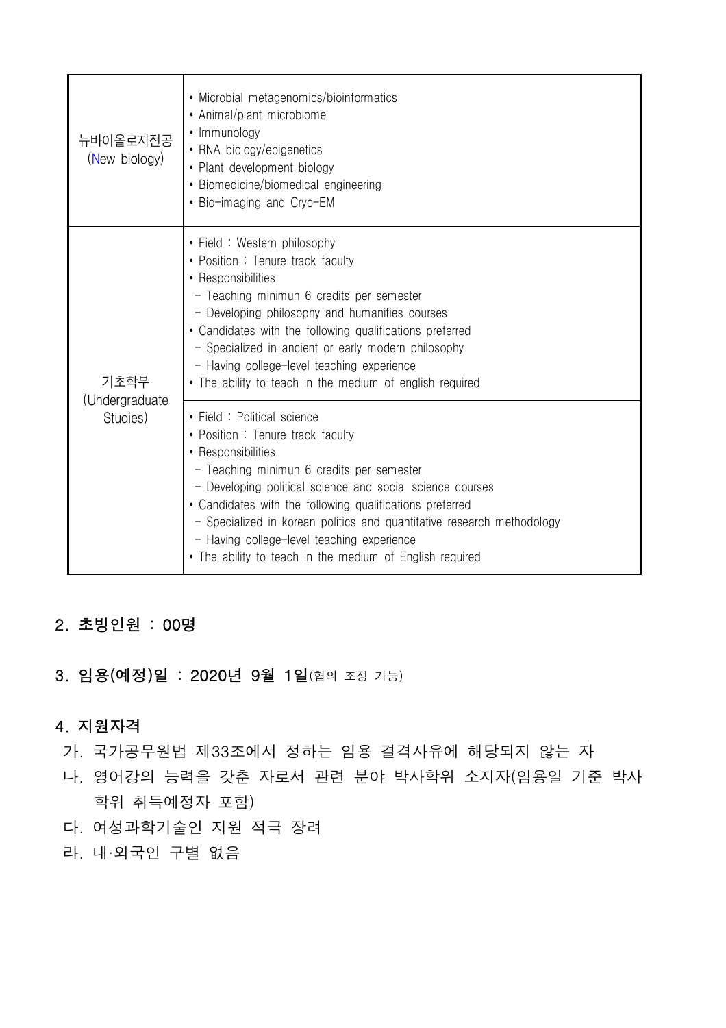| | |
|---|---|
| 뉴바이올로지전공 (New biology) | • Microbial metagenomics/bioinformatics<br>• Animal/plant microbiome<br>• Immunology<br>• RNA biology/epigenetics<br>• Plant development biology<br>• Biomedicine/biomedical engineering<br>• Bio-imaging and Cryo-EM |
| 기초학부 (Undergraduate Studies) | • Field : Western philosophy<br>• Position : Tenure track faculty<br>• Responsibilities<br>- Teaching minimun 6 credits per semester<br>- Developing philosophy and humanities courses<br>• Candidates with the following qualifications preferred<br>- Specialized in ancient or early modern philosophy<br>- Having college-level teaching experience<br>• The ability to teach in the medium of english required |
| | • Field : Political science<br>• Position : Tenure track faculty<br>• Responsibilities<br>- Teaching minimun 6 credits per semester<br>- Developing political science and social science courses<br>• Candidates with the following qualifications preferred<br>- Specialized in korean politics and quantitative research methodology<br>- Having college-level teaching experience<br>• The ability to teach in the medium of English required |

## 2. 초빙인원 : 00명

## 3. 임용(예정)일 : 2020년 9월 1일(협의 조정 가능)

## 4. 지원자격

가. 국가공무원법 제33조에서 정하는 임용 결격사유에 해당되지 않는 자

나. 영어강의 능력을 갖춘 자로서 관련 분야 박사학위 소지자(임용일 기준 박사학위 취득예정자 포함)

다. 여성과학기술인 지원 적극 장려

라. 내·외국인 구별 없음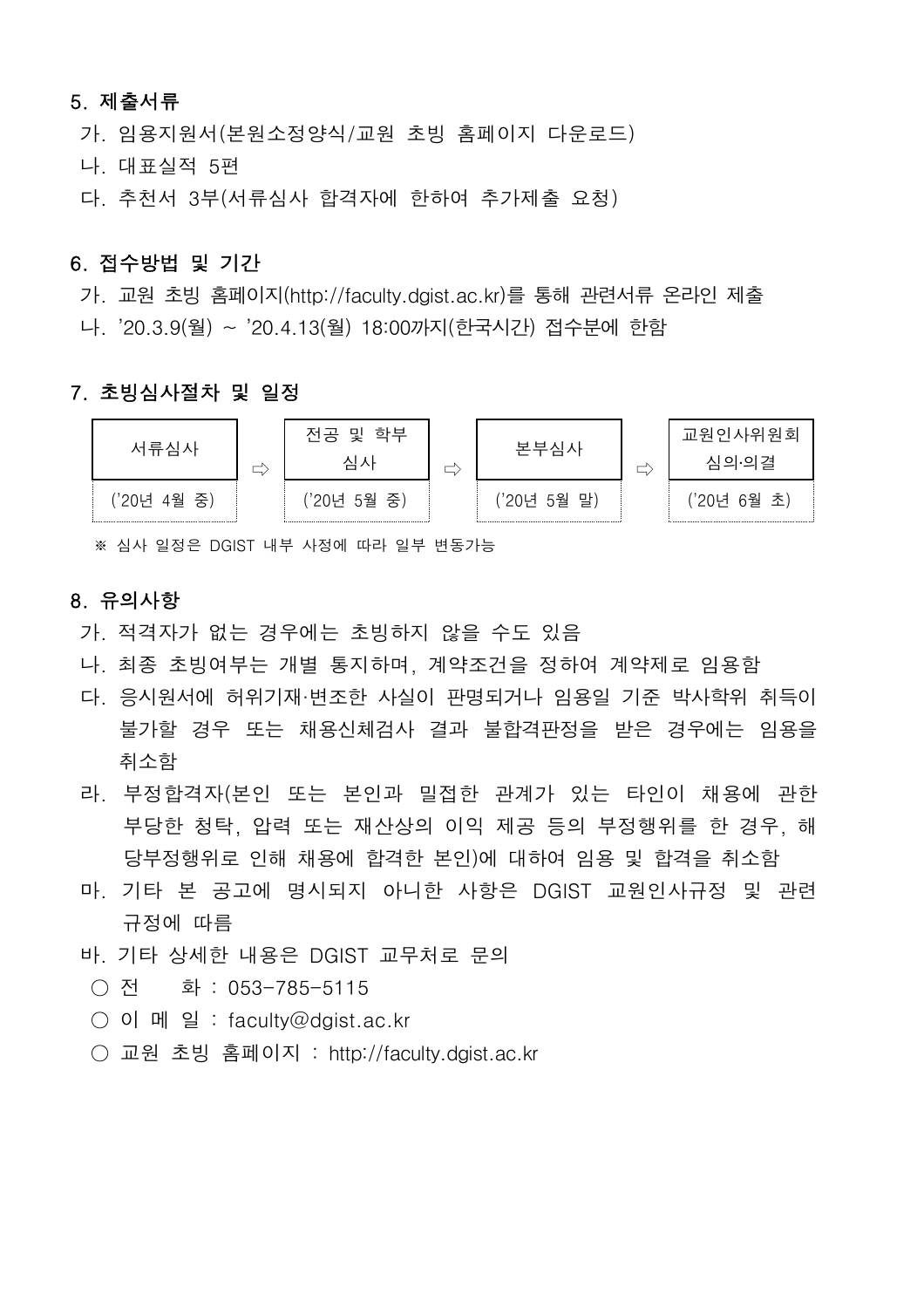## 5. 제출서류

가. 임용지원서(본원소정양식/교원 초빙 홈페이지 다운로드)

나. 대표실적 5편

다. 추천서 3부(서류심사 합격자에 한하여 추가제출 요청)

## 6. 접수방법 및 기간

가. 교원 초빙 홈페이지(http://faculty.dgist.ac.kr)를 통해 관련서류 온라인 제출

나. '20.3.9(월) ~ '20.4.13(월) 18:00까지(한국시간) 접수분에 한함

## 7. 초빙심사절차 및 일정

| 서류심사 | ⇨ | 전공 및 학부 심사 | ⇨ | 본부심사 | ⇨ | 교원인사위원회 심의·의결 |
|---|---|---|---|---|---|---|
| ('20년 4월 중) | | ('20년 5월 중) | | ('20년 5월 말) | | ('20년 6월 초) |

※ 심사 일정은 DGIST 내부 사정에 따라 일부 변동가능

## 8. 유의사항

가. 적격자가 없는 경우에는 초빙하지 않을 수도 있음

나. 최종 초빙여부는 개별 통지하며, 계약조건을 정하여 계약제로 임용함

다. 응시원서에 허위기재·변조한 사실이 판명되거나 임용일 기준 박사학위 취득이 불가할 경우 또는 채용신체검사 결과 불합격판정을 받은 경우에는 임용을 취소함

라. 부정합격자(본인 또는 본인과 밀접한 관계가 있는 타인이 채용에 관한 부당한 청탁, 압력 또는 재산상의 이익 제공 등의 부정행위를 한 경우, 해당부정행위로 인해 채용에 합격한 본인)에 대하여 임용 및 합격을 취소함

마. 기타 본 공고에 명시되지 아니한 사항은 DGIST 교원인사규정 및 관련 규정에 따름

바. 기타 상세한 내용은 DGIST 교무처로 문의

- ○ 전　　화 : 053-785-5115
- ○ 이 메 일 : faculty@dgist.ac.kr
- ○ 교원 초빙 홈페이지 : http://faculty.dgist.ac.kr